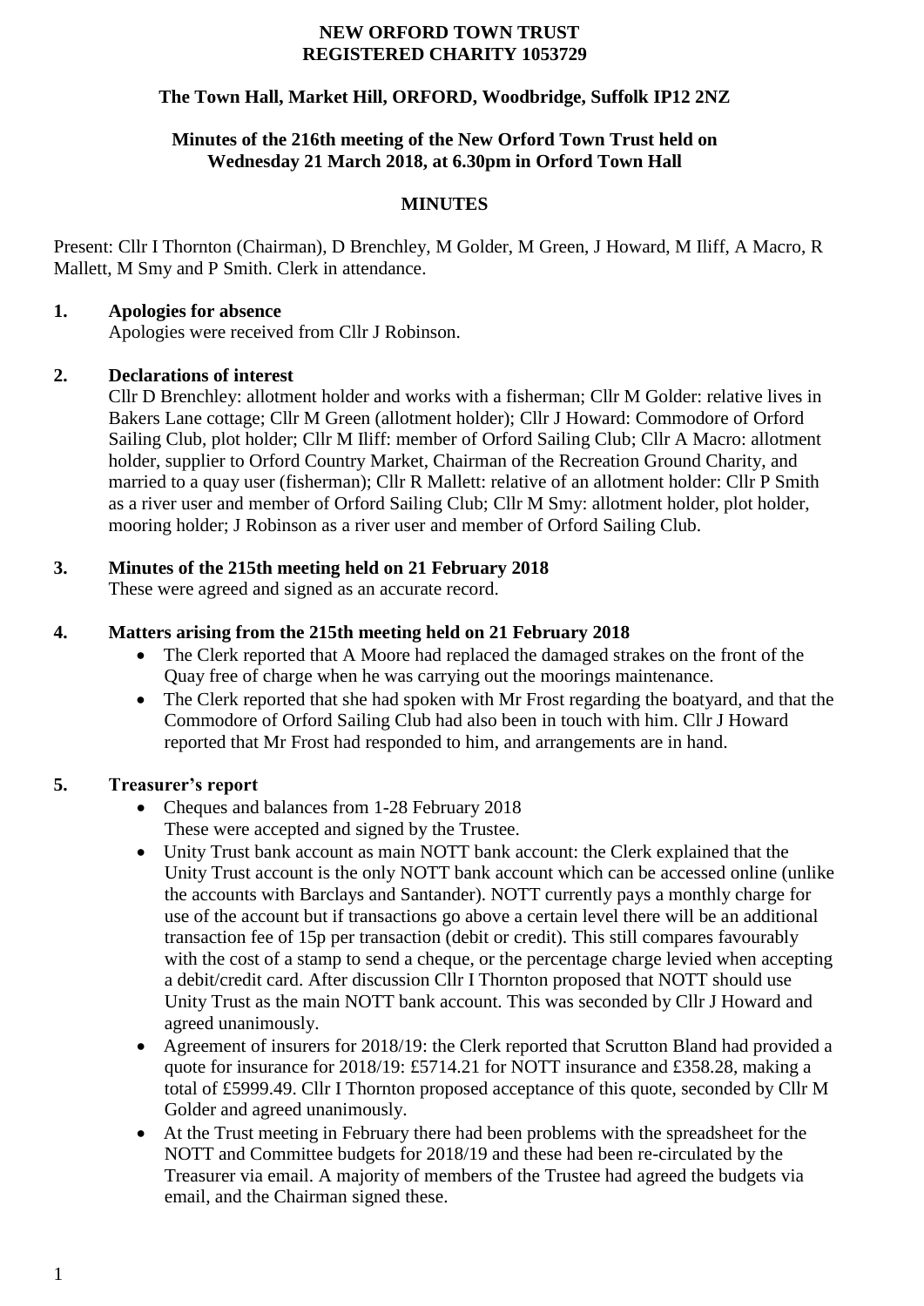**NEW ORFORD TOWN TRUST**
**REGISTERED CHARITY 1053729**

**The Town Hall, Market Hill, ORFORD, Woodbridge, Suffolk IP12 2NZ**

**Minutes of the 216th meeting of the New Orford Town Trust held on Wednesday 21 March 2018, at 6.30pm in Orford Town Hall**

**MINUTES**

Present: Cllr I Thornton (Chairman), D Brenchley, M Golder, M Green, J Howard, M Iliff, A Macro, R Mallett, M Smy and P Smith. Clerk in attendance.

**1. Apologies for absence**

Apologies were received from Cllr J Robinson.

**2. Declarations of interest**

Cllr D Brenchley: allotment holder and works with a fisherman; Cllr M Golder: relative lives in Bakers Lane cottage; Cllr M Green (allotment holder); Cllr J Howard: Commodore of Orford Sailing Club, plot holder; Cllr M Iliff: member of Orford Sailing Club; Cllr A Macro: allotment holder, supplier to Orford Country Market, Chairman of the Recreation Ground Charity, and married to a quay user (fisherman); Cllr R Mallett: relative of an allotment holder: Cllr P Smith as a river user and member of Orford Sailing Club; Cllr M Smy: allotment holder, plot holder, mooring holder; J Robinson as a river user and member of Orford Sailing Club.

**3. Minutes of the 215th meeting held on 21 February 2018**

These were agreed and signed as an accurate record.

**4. Matters arising from the 215th meeting held on 21 February 2018**

- The Clerk reported that A Moore had replaced the damaged strakes on the front of the Quay free of charge when he was carrying out the moorings maintenance.
- The Clerk reported that she had spoken with Mr Frost regarding the boatyard, and that the Commodore of Orford Sailing Club had also been in touch with him. Cllr J Howard reported that Mr Frost had responded to him, and arrangements are in hand.

**5. Treasurer's report**

- Cheques and balances from 1-28 February 2018
  These were accepted and signed by the Trustee.
- Unity Trust bank account as main NOTT bank account: the Clerk explained that the Unity Trust account is the only NOTT bank account which can be accessed online (unlike the accounts with Barclays and Santander). NOTT currently pays a monthly charge for use of the account but if transactions go above a certain level there will be an additional transaction fee of 15p per transaction (debit or credit). This still compares favourably with the cost of a stamp to send a cheque, or the percentage charge levied when accepting a debit/credit card. After discussion Cllr I Thornton proposed that NOTT should use Unity Trust as the main NOTT bank account. This was seconded by Cllr J Howard and agreed unanimously.
- Agreement of insurers for 2018/19: the Clerk reported that Scrutton Bland had provided a quote for insurance for 2018/19: £5714.21 for NOTT insurance and £358.28, making a total of £5999.49. Cllr I Thornton proposed acceptance of this quote, seconded by Cllr M Golder and agreed unanimously.
- At the Trust meeting in February there had been problems with the spreadsheet for the NOTT and Committee budgets for 2018/19 and these had been re-circulated by the Treasurer via email. A majority of members of the Trustee had agreed the budgets via email, and the Chairman signed these.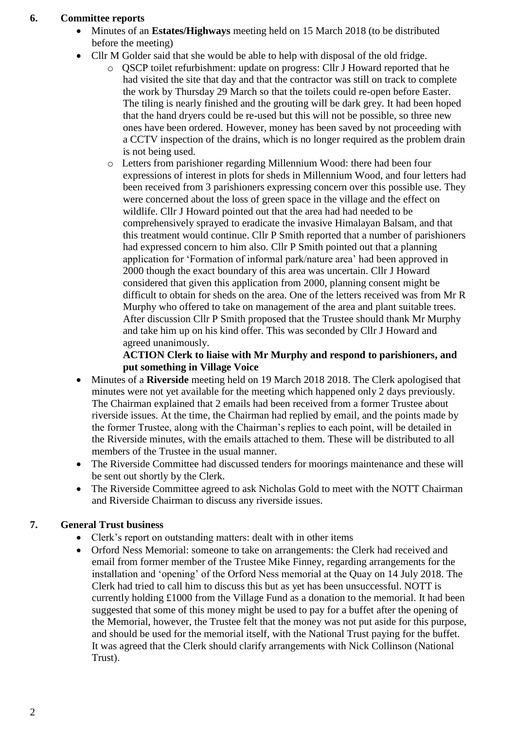**6. Committee reports**

- Minutes of an **Estates/Highways** meeting held on 15 March 2018 (to be distributed before the meeting)
- Cllr M Golder said that she would be able to help with disposal of the old fridge.
    - QSCP toilet refurbishment: update on progress: Cllr J Howard reported that he had visited the site that day and that the contractor was still on track to complete the work by Thursday 29 March so that the toilets could re-open before Easter. The tiling is nearly finished and the grouting will be dark grey. It had been hoped that the hand dryers could be re-used but this will not be possible, so three new ones have been ordered. However, money has been saved by not proceeding with a CCTV inspection of the drains, which is no longer required as the problem drain is not being used.
    - Letters from parishioner regarding Millennium Wood: there had been four expressions of interest in plots for sheds in Millennium Wood, and four letters had been received from 3 parishioners expressing concern over this possible use. They were concerned about the loss of green space in the village and the effect on wildlife. Cllr J Howard pointed out that the area had had needed to be comprehensively sprayed to eradicate the invasive Himalayan Balsam, and that this treatment would continue. Cllr P Smith reported that a number of parishioners had expressed concern to him also. Cllr P Smith pointed out that a planning application for 'Formation of informal park/nature area' had been approved in 2000 though the exact boundary of this area was uncertain. Cllr J Howard considered that given this application from 2000, planning consent might be difficult to obtain for sheds on the area. One of the letters received was from Mr R Murphy who offered to take on management of the area and plant suitable trees. After discussion Cllr P Smith proposed that the Trustee should thank Mr Murphy and take him up on his kind offer. This was seconded by Cllr J Howard and agreed unanimously.

      **ACTION Clerk to liaise with Mr Murphy and respond to parishioners, and put something in Village Voice**
- Minutes of a **Riverside** meeting held on 19 March 2018 2018. The Clerk apologised that minutes were not yet available for the meeting which happened only 2 days previously. The Chairman explained that 2 emails had been received from a former Trustee about riverside issues. At the time, the Chairman had replied by email, and the points made by the former Trustee, along with the Chairman's replies to each point, will be detailed in the Riverside minutes, with the emails attached to them. These will be distributed to all members of the Trustee in the usual manner.
- The Riverside Committee had discussed tenders for moorings maintenance and these will be sent out shortly by the Clerk.
- The Riverside Committee agreed to ask Nicholas Gold to meet with the NOTT Chairman and Riverside Chairman to discuss any riverside issues.

**7. General Trust business**

- Clerk's report on outstanding matters: dealt with in other items
- Orford Ness Memorial: someone to take on arrangements: the Clerk had received and email from former member of the Trustee Mike Finney, regarding arrangements for the installation and 'opening' of the Orford Ness memorial at the Quay on 14 July 2018. The Clerk had tried to call him to discuss this but as yet has been unsuccessful. NOTT is currently holding £1000 from the Village Fund as a donation to the memorial. It had been suggested that some of this money might be used to pay for a buffet after the opening of the Memorial, however, the Trustee felt that the money was not put aside for this purpose, and should be used for the memorial itself, with the National Trust paying for the buffet. It was agreed that the Clerk should clarify arrangements with Nick Collinson (National Trust).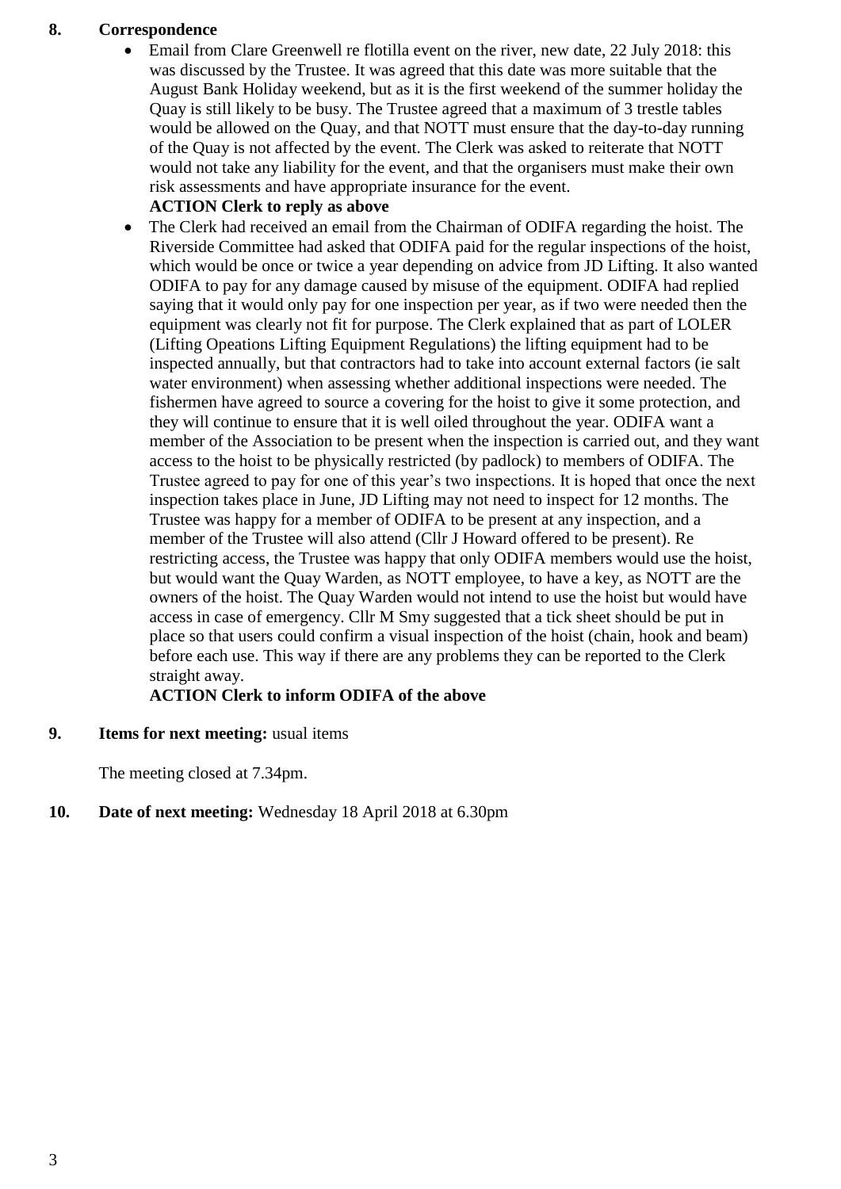**8. Correspondence**

- Email from Clare Greenwell re flotilla event on the river, new date, 22 July 2018: this was discussed by the Trustee. It was agreed that this date was more suitable that the August Bank Holiday weekend, but as it is the first weekend of the summer holiday the Quay is still likely to be busy. The Trustee agreed that a maximum of 3 trestle tables would be allowed on the Quay, and that NOTT must ensure that the day-to-day running of the Quay is not affected by the event. The Clerk was asked to reiterate that NOTT would not take any liability for the event, and that the organisers must make their own risk assessments and have appropriate insurance for the event.
  **ACTION Clerk to reply as above**
- The Clerk had received an email from the Chairman of ODIFA regarding the hoist. The Riverside Committee had asked that ODIFA paid for the regular inspections of the hoist, which would be once or twice a year depending on advice from JD Lifting. It also wanted ODIFA to pay for any damage caused by misuse of the equipment. ODIFA had replied saying that it would only pay for one inspection per year, as if two were needed then the equipment was clearly not fit for purpose. The Clerk explained that as part of LOLER (Lifting Opeations Lifting Equipment Regulations) the lifting equipment had to be inspected annually, but that contractors had to take into account external factors (ie salt water environment) when assessing whether additional inspections were needed. The fishermen have agreed to source a covering for the hoist to give it some protection, and they will continue to ensure that it is well oiled throughout the year. ODIFA want a member of the Association to be present when the inspection is carried out, and they want access to the hoist to be physically restricted (by padlock) to members of ODIFA. The Trustee agreed to pay for one of this year's two inspections. It is hoped that once the next inspection takes place in June, JD Lifting may not need to inspect for 12 months. The Trustee was happy for a member of ODIFA to be present at any inspection, and a member of the Trustee will also attend (Cllr J Howard offered to be present). Re restricting access, the Trustee was happy that only ODIFA members would use the hoist, but would want the Quay Warden, as NOTT employee, to have a key, as NOTT are the owners of the hoist. The Quay Warden would not intend to use the hoist but would have access in case of emergency. Cllr M Smy suggested that a tick sheet should be put in place so that users could confirm a visual inspection of the hoist (chain, hook and beam) before each use. This way if there are any problems they can be reported to the Clerk straight away.
  **ACTION Clerk to inform ODIFA of the above**

**9. Items for next meeting:** usual items

The meeting closed at 7.34pm.

**10. Date of next meeting:** Wednesday 18 April 2018 at 6.30pm